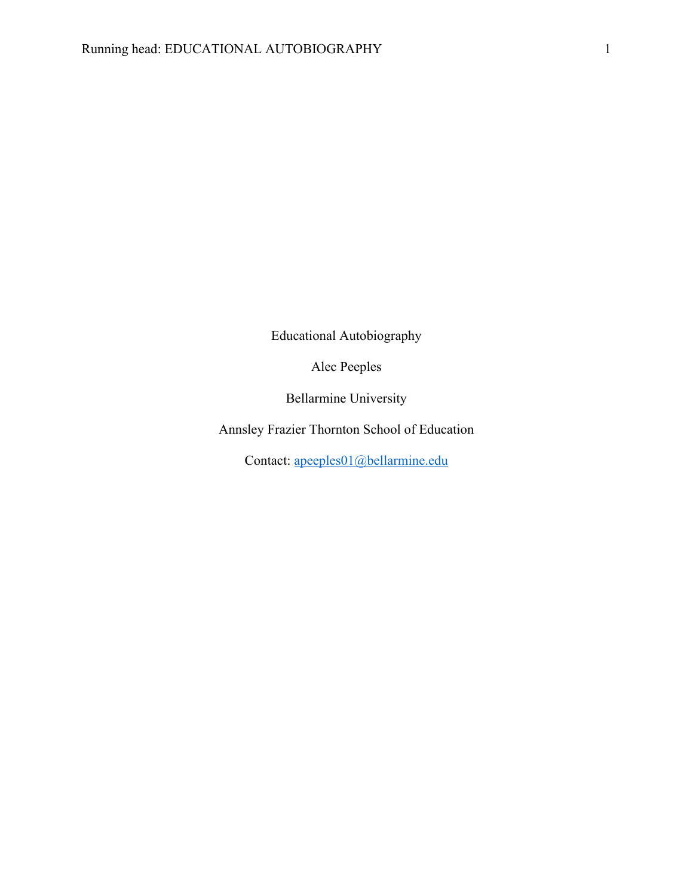Educational Autobiography

Alec Peeples

Bellarmine University

Annsley Frazier Thornton School of Education

Contact: apeeples01@bellarmine.edu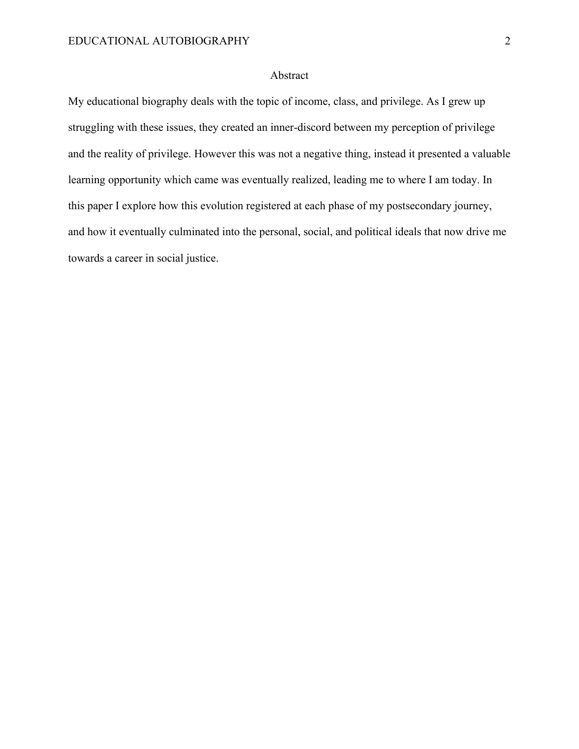# Abstract

My educational biography deals with the topic of income, class, and privilege. As I grew up struggling with these issues, they created an inner-discord between my perception of privilege and the reality of privilege. However this was not a negative thing, instead it presented a valuable learning opportunity which came was eventually realized, leading me to where I am today. In this paper I explore how this evolution registered at each phase of my postsecondary journey, and how it eventually culminated into the personal, social, and political ideals that now drive me towards a career in social justice.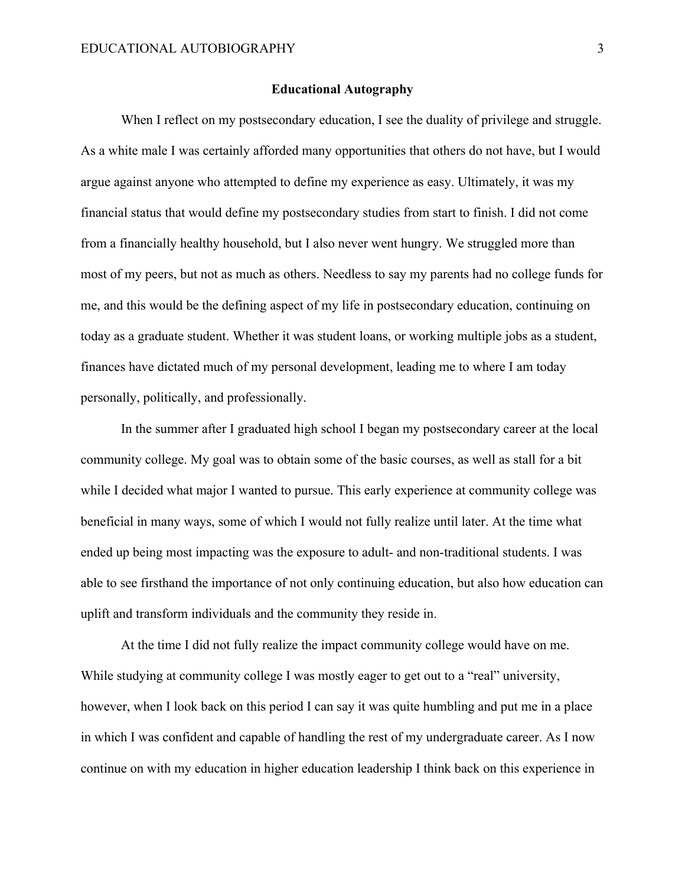**Educational Autography**

When I reflect on my postsecondary education, I see the duality of privilege and struggle. As a white male I was certainly afforded many opportunities that others do not have, but I would argue against anyone who attempted to define my experience as easy. Ultimately, it was my financial status that would define my postsecondary studies from start to finish. I did not come from a financially healthy household, but I also never went hungry. We struggled more than most of my peers, but not as much as others. Needless to say my parents had no college funds for me, and this would be the defining aspect of my life in postsecondary education, continuing on today as a graduate student. Whether it was student loans, or working multiple jobs as a student, finances have dictated much of my personal development, leading me to where I am today personally, politically, and professionally.

In the summer after I graduated high school I began my postsecondary career at the local community college. My goal was to obtain some of the basic courses, as well as stall for a bit while I decided what major I wanted to pursue. This early experience at community college was beneficial in many ways, some of which I would not fully realize until later. At the time what ended up being most impacting was the exposure to adult- and non-traditional students. I was able to see firsthand the importance of not only continuing education, but also how education can uplift and transform individuals and the community they reside in.

At the time I did not fully realize the impact community college would have on me. While studying at community college I was mostly eager to get out to a "real" university, however, when I look back on this period I can say it was quite humbling and put me in a place in which I was confident and capable of handling the rest of my undergraduate career. As I now continue on with my education in higher education leadership I think back on this experience in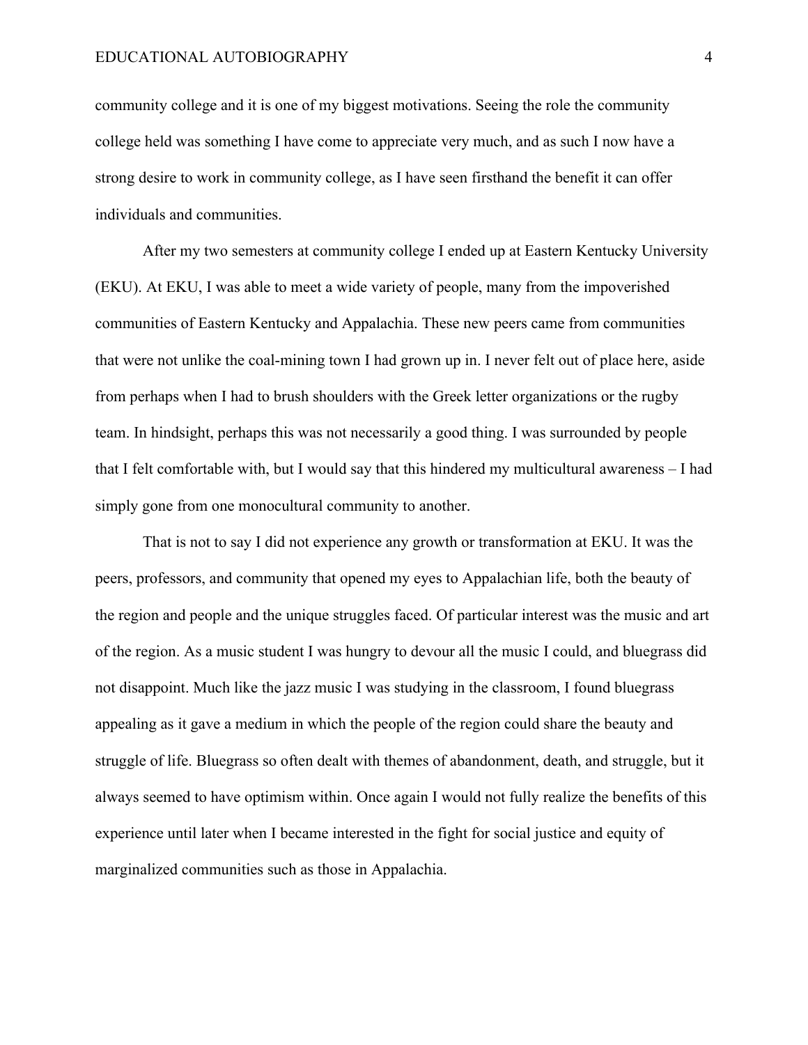community college and it is one of my biggest motivations. Seeing the role the community college held was something I have come to appreciate very much, and as such I now have a strong desire to work in community college, as I have seen firsthand the benefit it can offer individuals and communities.

After my two semesters at community college I ended up at Eastern Kentucky University (EKU). At EKU, I was able to meet a wide variety of people, many from the impoverished communities of Eastern Kentucky and Appalachia. These new peers came from communities that were not unlike the coal-mining town I had grown up in. I never felt out of place here, aside from perhaps when I had to brush shoulders with the Greek letter organizations or the rugby team. In hindsight, perhaps this was not necessarily a good thing. I was surrounded by people that I felt comfortable with, but I would say that this hindered my multicultural awareness – I had simply gone from one monocultural community to another.

That is not to say I did not experience any growth or transformation at EKU. It was the peers, professors, and community that opened my eyes to Appalachian life, both the beauty of the region and people and the unique struggles faced. Of particular interest was the music and art of the region. As a music student I was hungry to devour all the music I could, and bluegrass did not disappoint. Much like the jazz music I was studying in the classroom, I found bluegrass appealing as it gave a medium in which the people of the region could share the beauty and struggle of life. Bluegrass so often dealt with themes of abandonment, death, and struggle, but it always seemed to have optimism within. Once again I would not fully realize the benefits of this experience until later when I became interested in the fight for social justice and equity of marginalized communities such as those in Appalachia.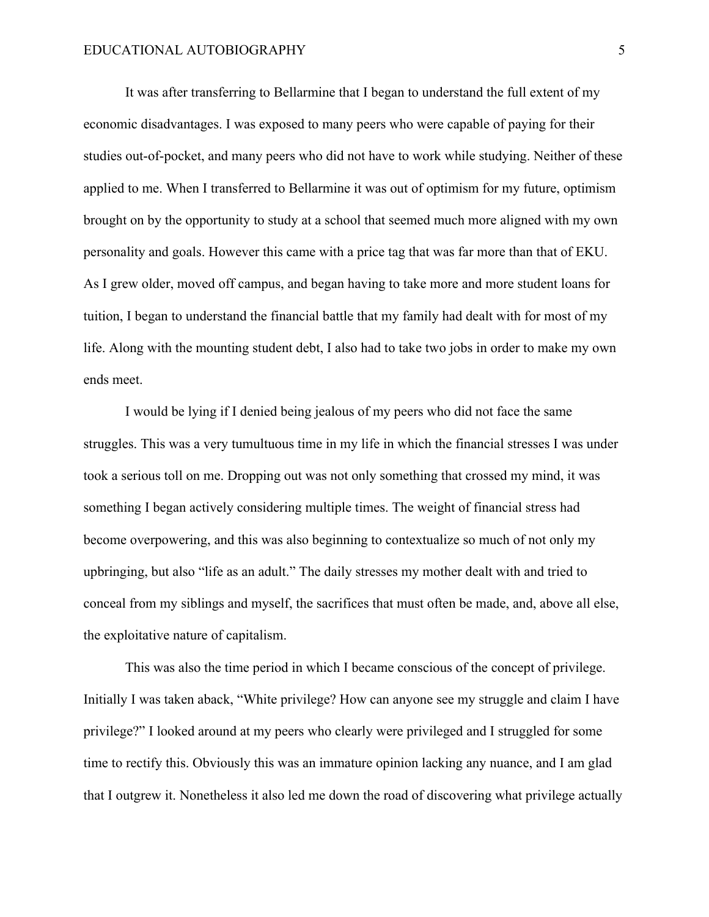It was after transferring to Bellarmine that I began to understand the full extent of my economic disadvantages. I was exposed to many peers who were capable of paying for their studies out-of-pocket, and many peers who did not have to work while studying. Neither of these applied to me. When I transferred to Bellarmine it was out of optimism for my future, optimism brought on by the opportunity to study at a school that seemed much more aligned with my own personality and goals. However this came with a price tag that was far more than that of EKU. As I grew older, moved off campus, and began having to take more and more student loans for tuition, I began to understand the financial battle that my family had dealt with for most of my life. Along with the mounting student debt, I also had to take two jobs in order to make my own ends meet.

I would be lying if I denied being jealous of my peers who did not face the same struggles. This was a very tumultuous time in my life in which the financial stresses I was under took a serious toll on me. Dropping out was not only something that crossed my mind, it was something I began actively considering multiple times. The weight of financial stress had become overpowering, and this was also beginning to contextualize so much of not only my upbringing, but also "life as an adult." The daily stresses my mother dealt with and tried to conceal from my siblings and myself, the sacrifices that must often be made, and, above all else, the exploitative nature of capitalism.

This was also the time period in which I became conscious of the concept of privilege. Initially I was taken aback, "White privilege? How can anyone see my struggle and claim I have privilege?" I looked around at my peers who clearly were privileged and I struggled for some time to rectify this. Obviously this was an immature opinion lacking any nuance, and I am glad that I outgrew it. Nonetheless it also led me down the road of discovering what privilege actually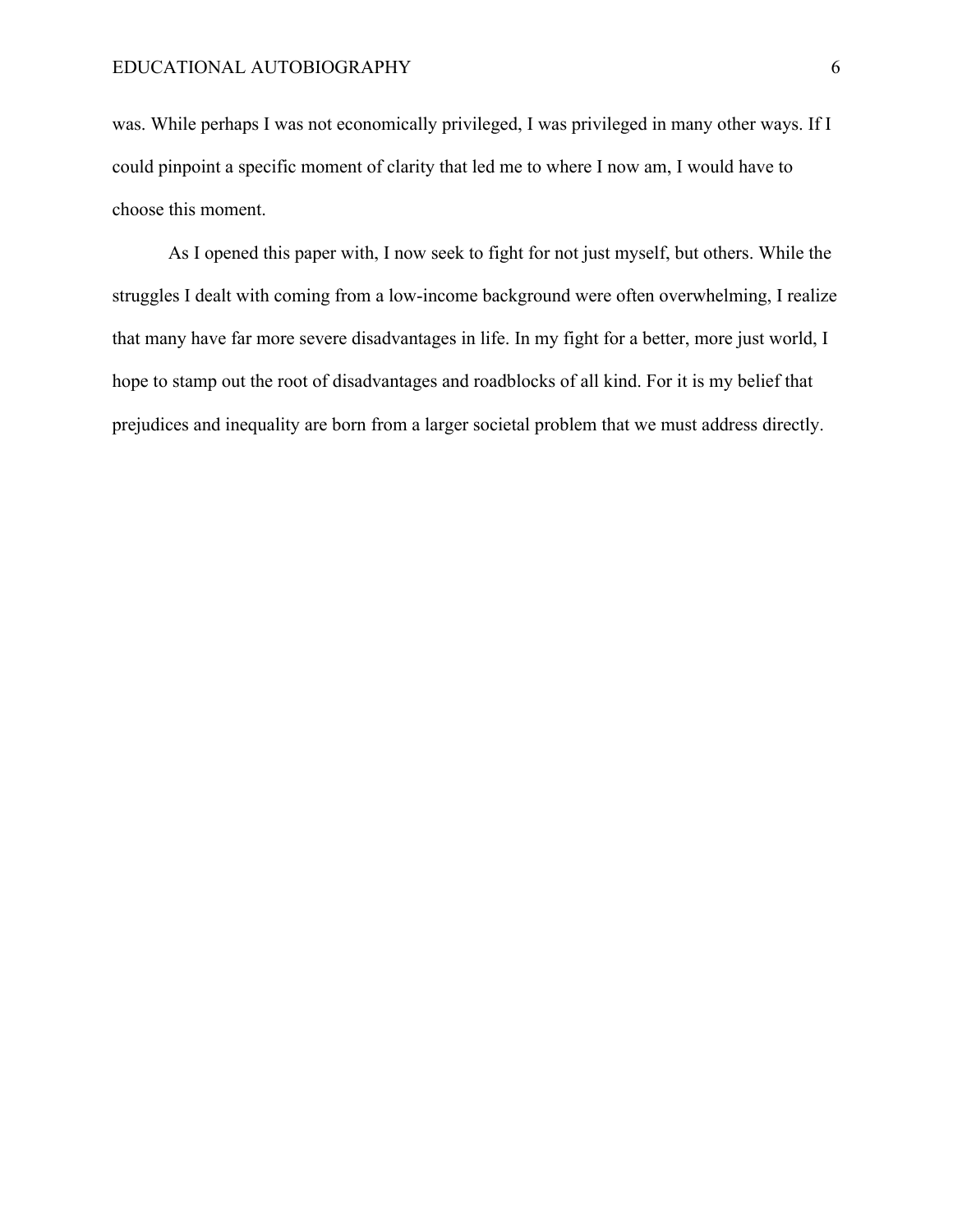was. While perhaps I was not economically privileged, I was privileged in many other ways. If I could pinpoint a specific moment of clarity that led me to where I now am, I would have to choose this moment.

As I opened this paper with, I now seek to fight for not just myself, but others. While the struggles I dealt with coming from a low-income background were often overwhelming, I realize that many have far more severe disadvantages in life. In my fight for a better, more just world, I hope to stamp out the root of disadvantages and roadblocks of all kind. For it is my belief that prejudices and inequality are born from a larger societal problem that we must address directly.